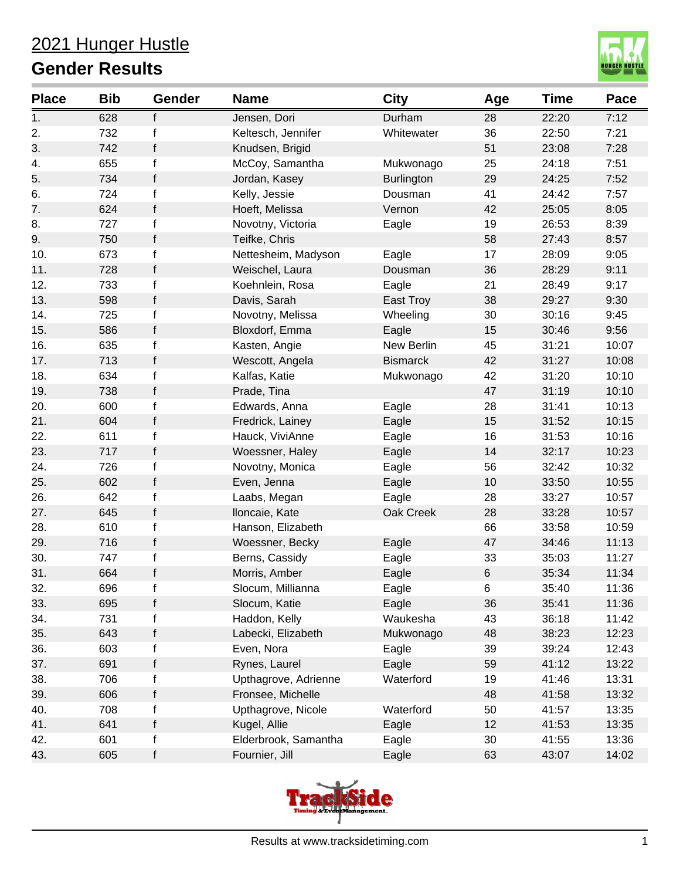# 2021 Hunger Hustle

## Gender Results

| Place | Bib | Gender | Name | City | Age | Time | Pace |
|---|---|---|---|---|---|---|---|
| 1. | 628 | f | Jensen, Dori | Durham | 28 | 22:20 | 7:12 |
| 2. | 732 | f | Keltesch, Jennifer | Whitewater | 36 | 22:50 | 7:21 |
| 3. | 742 | f | Knudsen, Brigid | | 51 | 23:08 | 7:28 |
| 4. | 655 | f | McCoy, Samantha | Mukwonago | 25 | 24:18 | 7:51 |
| 5. | 734 | f | Jordan, Kasey | Burlington | 29 | 24:25 | 7:52 |
| 6. | 724 | f | Kelly, Jessie | Dousman | 41 | 24:42 | 7:57 |
| 7. | 624 | f | Hoeft, Melissa | Vernon | 42 | 25:05 | 8:05 |
| 8. | 727 | f | Novotny, Victoria | Eagle | 19 | 26:53 | 8:39 |
| 9. | 750 | f | Teifke, Chris | | 58 | 27:43 | 8:57 |
| 10. | 673 | f | Nettesheim, Madyson | Eagle | 17 | 28:09 | 9:05 |
| 11. | 728 | f | Weischel, Laura | Dousman | 36 | 28:29 | 9:11 |
| 12. | 733 | f | Koehnlein, Rosa | Eagle | 21 | 28:49 | 9:17 |
| 13. | 598 | f | Davis, Sarah | East Troy | 38 | 29:27 | 9:30 |
| 14. | 725 | f | Novotny, Melissa | Wheeling | 30 | 30:16 | 9:45 |
| 15. | 586 | f | Bloxdorf, Emma | Eagle | 15 | 30:46 | 9:56 |
| 16. | 635 | f | Kasten, Angie | New Berlin | 45 | 31:21 | 10:07 |
| 17. | 713 | f | Wescott, Angela | Bismarck | 42 | 31:27 | 10:08 |
| 18. | 634 | f | Kalfas, Katie | Mukwonago | 42 | 31:20 | 10:10 |
| 19. | 738 | f | Prade, Tina | | 47 | 31:19 | 10:10 |
| 20. | 600 | f | Edwards, Anna | Eagle | 28 | 31:41 | 10:13 |
| 21. | 604 | f | Fredrick, Lainey | Eagle | 15 | 31:52 | 10:15 |
| 22. | 611 | f | Hauck, ViviAnne | Eagle | 16 | 31:53 | 10:16 |
| 23. | 717 | f | Woessner, Haley | Eagle | 14 | 32:17 | 10:23 |
| 24. | 726 | f | Novotny, Monica | Eagle | 56 | 32:42 | 10:32 |
| 25. | 602 | f | Even, Jenna | Eagle | 10 | 33:50 | 10:55 |
| 26. | 642 | f | Laabs, Megan | Eagle | 28 | 33:27 | 10:57 |
| 27. | 645 | f | lloncaie, Kate | Oak Creek | 28 | 33:28 | 10:57 |
| 28. | 610 | f | Hanson, Elizabeth | | 66 | 33:58 | 10:59 |
| 29. | 716 | f | Woessner, Becky | Eagle | 47 | 34:46 | 11:13 |
| 30. | 747 | f | Berns, Cassidy | Eagle | 33 | 35:03 | 11:27 |
| 31. | 664 | f | Morris, Amber | Eagle | 6 | 35:34 | 11:34 |
| 32. | 696 | f | Slocum, Millianna | Eagle | 6 | 35:40 | 11:36 |
| 33. | 695 | f | Slocum, Katie | Eagle | 36 | 35:41 | 11:36 |
| 34. | 731 | f | Haddon, Kelly | Waukesha | 43 | 36:18 | 11:42 |
| 35. | 643 | f | Labecki, Elizabeth | Mukwonago | 48 | 38:23 | 12:23 |
| 36. | 603 | f | Even, Nora | Eagle | 39 | 39:24 | 12:43 |
| 37. | 691 | f | Rynes, Laurel | Eagle | 59 | 41:12 | 13:22 |
| 38. | 706 | f | Upthagrove, Adrienne | Waterford | 19 | 41:46 | 13:31 |
| 39. | 606 | f | Fronsee, Michelle | | 48 | 41:58 | 13:32 |
| 40. | 708 | f | Upthagrove, Nicole | Waterford | 50 | 41:57 | 13:35 |
| 41. | 641 | f | Kugel, Allie | Eagle | 12 | 41:53 | 13:35 |
| 42. | 601 | f | Elderbrook, Samantha | Eagle | 30 | 41:55 | 13:36 |
| 43. | 605 | f | Fournier, Jill | Eagle | 63 | 43:07 | 14:02 |

Results at www.tracksidetiming.com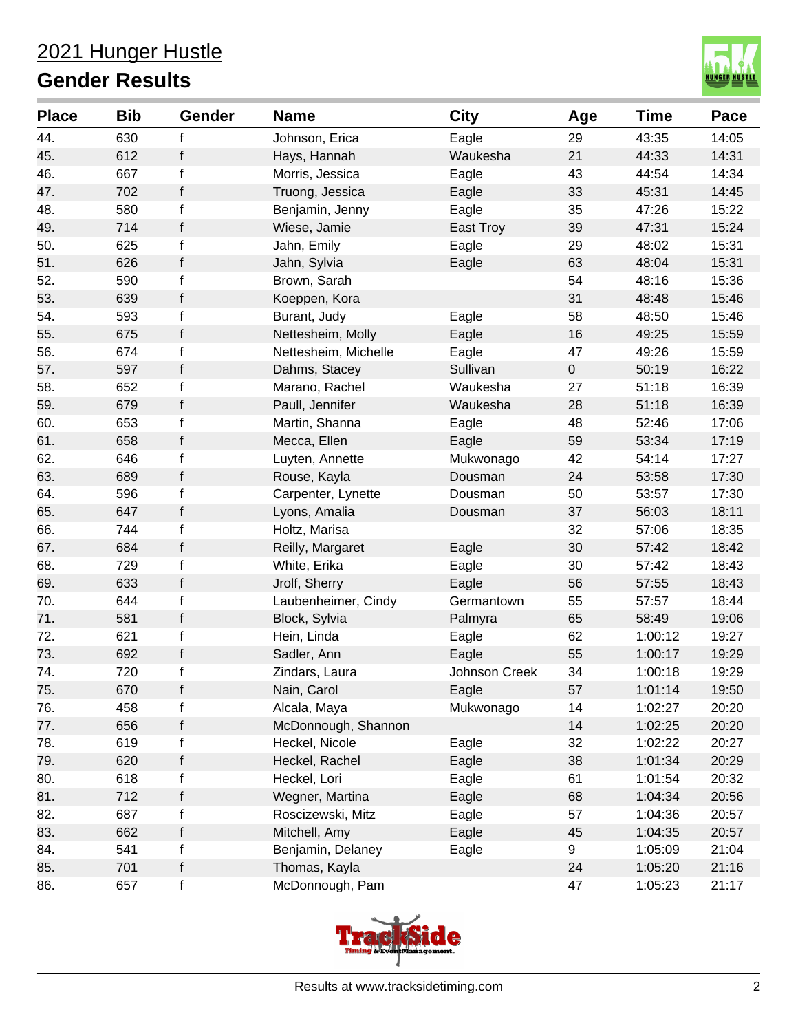# 2021 Hunger Hustle

## Gender Results

| Place | Bib | Gender | Name | City | Age | Time | Pace |
|---|---|---|---|---|---|---|---|
| 44. | 630 | f | Johnson, Erica | Eagle | 29 | 43:35 | 14:05 |
| 45. | 612 | f | Hays, Hannah | Waukesha | 21 | 44:33 | 14:31 |
| 46. | 667 | f | Morris, Jessica | Eagle | 43 | 44:54 | 14:34 |
| 47. | 702 | f | Truong, Jessica | Eagle | 33 | 45:31 | 14:45 |
| 48. | 580 | f | Benjamin, Jenny | Eagle | 35 | 47:26 | 15:22 |
| 49. | 714 | f | Wiese, Jamie | East Troy | 39 | 47:31 | 15:24 |
| 50. | 625 | f | Jahn, Emily | Eagle | 29 | 48:02 | 15:31 |
| 51. | 626 | f | Jahn, Sylvia | Eagle | 63 | 48:04 | 15:31 |
| 52. | 590 | f | Brown, Sarah | | 54 | 48:16 | 15:36 |
| 53. | 639 | f | Koeppen, Kora | | 31 | 48:48 | 15:46 |
| 54. | 593 | f | Burant, Judy | Eagle | 58 | 48:50 | 15:46 |
| 55. | 675 | f | Nettesheim, Molly | Eagle | 16 | 49:25 | 15:59 |
| 56. | 674 | f | Nettesheim, Michelle | Eagle | 47 | 49:26 | 15:59 |
| 57. | 597 | f | Dahms, Stacey | Sullivan | 0 | 50:19 | 16:22 |
| 58. | 652 | f | Marano, Rachel | Waukesha | 27 | 51:18 | 16:39 |
| 59. | 679 | f | Paull, Jennifer | Waukesha | 28 | 51:18 | 16:39 |
| 60. | 653 | f | Martin, Shanna | Eagle | 48 | 52:46 | 17:06 |
| 61. | 658 | f | Mecca, Ellen | Eagle | 59 | 53:34 | 17:19 |
| 62. | 646 | f | Luyten, Annette | Mukwonago | 42 | 54:14 | 17:27 |
| 63. | 689 | f | Rouse, Kayla | Dousman | 24 | 53:58 | 17:30 |
| 64. | 596 | f | Carpenter, Lynette | Dousman | 50 | 53:57 | 17:30 |
| 65. | 647 | f | Lyons, Amalia | Dousman | 37 | 56:03 | 18:11 |
| 66. | 744 | f | Holtz, Marisa | | 32 | 57:06 | 18:35 |
| 67. | 684 | f | Reilly, Margaret | Eagle | 30 | 57:42 | 18:42 |
| 68. | 729 | f | White, Erika | Eagle | 30 | 57:42 | 18:43 |
| 69. | 633 | f | Jrolf, Sherry | Eagle | 56 | 57:55 | 18:43 |
| 70. | 644 | f | Laubenheimer, Cindy | Germantown | 55 | 57:57 | 18:44 |
| 71. | 581 | f | Block, Sylvia | Palmyra | 65 | 58:49 | 19:06 |
| 72. | 621 | f | Hein, Linda | Eagle | 62 | 1:00:12 | 19:27 |
| 73. | 692 | f | Sadler, Ann | Eagle | 55 | 1:00:17 | 19:29 |
| 74. | 720 | f | Zindars, Laura | Johnson Creek | 34 | 1:00:18 | 19:29 |
| 75. | 670 | f | Nain, Carol | Eagle | 57 | 1:01:14 | 19:50 |
| 76. | 458 | f | Alcala, Maya | Mukwonago | 14 | 1:02:27 | 20:20 |
| 77. | 656 | f | McDonnough, Shannon | | 14 | 1:02:25 | 20:20 |
| 78. | 619 | f | Heckel, Nicole | Eagle | 32 | 1:02:22 | 20:27 |
| 79. | 620 | f | Heckel, Rachel | Eagle | 38 | 1:01:34 | 20:29 |
| 80. | 618 | f | Heckel, Lori | Eagle | 61 | 1:01:54 | 20:32 |
| 81. | 712 | f | Wegner, Martina | Eagle | 68 | 1:04:34 | 20:56 |
| 82. | 687 | f | Roscizewski, Mitz | Eagle | 57 | 1:04:36 | 20:57 |
| 83. | 662 | f | Mitchell, Amy | Eagle | 45 | 1:04:35 | 20:57 |
| 84. | 541 | f | Benjamin, Delaney | Eagle | 9 | 1:05:09 | 21:04 |
| 85. | 701 | f | Thomas, Kayla | | 24 | 1:05:20 | 21:16 |
| 86. | 657 | f | McDonnough, Pam | | 47 | 1:05:23 | 21:17 |

Results at www.tracksidetiming.com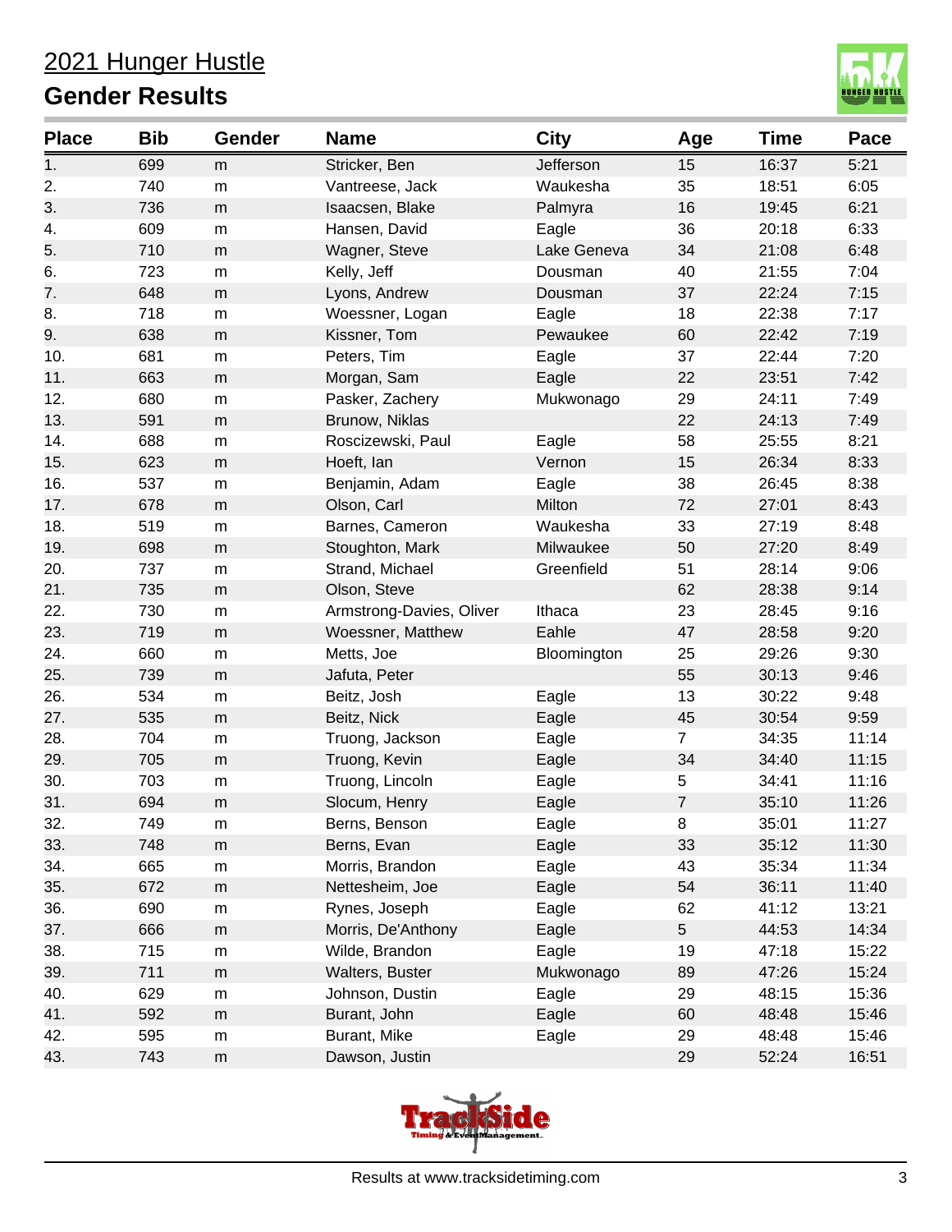# 2021 Hunger Hustle

## Gender Results

| Place | Bib | Gender | Name | City | Age | Time | Pace |
|---|---|---|---|---|---|---|---|
| 1. | 699 | m | Stricker, Ben | Jefferson | 15 | 16:37 | 5:21 |
| 2. | 740 | m | Vantreese, Jack | Waukesha | 35 | 18:51 | 6:05 |
| 3. | 736 | m | Isaacsen, Blake | Palmyra | 16 | 19:45 | 6:21 |
| 4. | 609 | m | Hansen, David | Eagle | 36 | 20:18 | 6:33 |
| 5. | 710 | m | Wagner, Steve | Lake Geneva | 34 | 21:08 | 6:48 |
| 6. | 723 | m | Kelly, Jeff | Dousman | 40 | 21:55 | 7:04 |
| 7. | 648 | m | Lyons, Andrew | Dousman | 37 | 22:24 | 7:15 |
| 8. | 718 | m | Woessner, Logan | Eagle | 18 | 22:38 | 7:17 |
| 9. | 638 | m | Kissner, Tom | Pewaukee | 60 | 22:42 | 7:19 |
| 10. | 681 | m | Peters, Tim | Eagle | 37 | 22:44 | 7:20 |
| 11. | 663 | m | Morgan, Sam | Eagle | 22 | 23:51 | 7:42 |
| 12. | 680 | m | Pasker, Zachery | Mukwonago | 29 | 24:11 | 7:49 |
| 13. | 591 | m | Brunow, Niklas | | 22 | 24:13 | 7:49 |
| 14. | 688 | m | Roscizewski, Paul | Eagle | 58 | 25:55 | 8:21 |
| 15. | 623 | m | Hoeft, Ian | Vernon | 15 | 26:34 | 8:33 |
| 16. | 537 | m | Benjamin, Adam | Eagle | 38 | 26:45 | 8:38 |
| 17. | 678 | m | Olson, Carl | Milton | 72 | 27:01 | 8:43 |
| 18. | 519 | m | Barnes, Cameron | Waukesha | 33 | 27:19 | 8:48 |
| 19. | 698 | m | Stoughton, Mark | Milwaukee | 50 | 27:20 | 8:49 |
| 20. | 737 | m | Strand, Michael | Greenfield | 51 | 28:14 | 9:06 |
| 21. | 735 | m | Olson, Steve | | 62 | 28:38 | 9:14 |
| 22. | 730 | m | Armstrong-Davies, Oliver | Ithaca | 23 | 28:45 | 9:16 |
| 23. | 719 | m | Woessner, Matthew | Eahle | 47 | 28:58 | 9:20 |
| 24. | 660 | m | Metts, Joe | Bloomington | 25 | 29:26 | 9:30 |
| 25. | 739 | m | Jafuta, Peter | | 55 | 30:13 | 9:46 |
| 26. | 534 | m | Beitz, Josh | Eagle | 13 | 30:22 | 9:48 |
| 27. | 535 | m | Beitz, Nick | Eagle | 45 | 30:54 | 9:59 |
| 28. | 704 | m | Truong, Jackson | Eagle | 7 | 34:35 | 11:14 |
| 29. | 705 | m | Truong, Kevin | Eagle | 34 | 34:40 | 11:15 |
| 30. | 703 | m | Truong, Lincoln | Eagle | 5 | 34:41 | 11:16 |
| 31. | 694 | m | Slocum, Henry | Eagle | 7 | 35:10 | 11:26 |
| 32. | 749 | m | Berns, Benson | Eagle | 8 | 35:01 | 11:27 |
| 33. | 748 | m | Berns, Evan | Eagle | 33 | 35:12 | 11:30 |
| 34. | 665 | m | Morris, Brandon | Eagle | 43 | 35:34 | 11:34 |
| 35. | 672 | m | Nettesheim, Joe | Eagle | 54 | 36:11 | 11:40 |
| 36. | 690 | m | Rynes, Joseph | Eagle | 62 | 41:12 | 13:21 |
| 37. | 666 | m | Morris, De'Anthony | Eagle | 5 | 44:53 | 14:34 |
| 38. | 715 | m | Wilde, Brandon | Eagle | 19 | 47:18 | 15:22 |
| 39. | 711 | m | Walters, Buster | Mukwonago | 89 | 47:26 | 15:24 |
| 40. | 629 | m | Johnson, Dustin | Eagle | 29 | 48:15 | 15:36 |
| 41. | 592 | m | Burant, John | Eagle | 60 | 48:48 | 15:46 |
| 42. | 595 | m | Burant, Mike | Eagle | 29 | 48:48 | 15:46 |
| 43. | 743 | m | Dawson, Justin | | 29 | 52:24 | 16:51 |

Results at www.tracksidetiming.com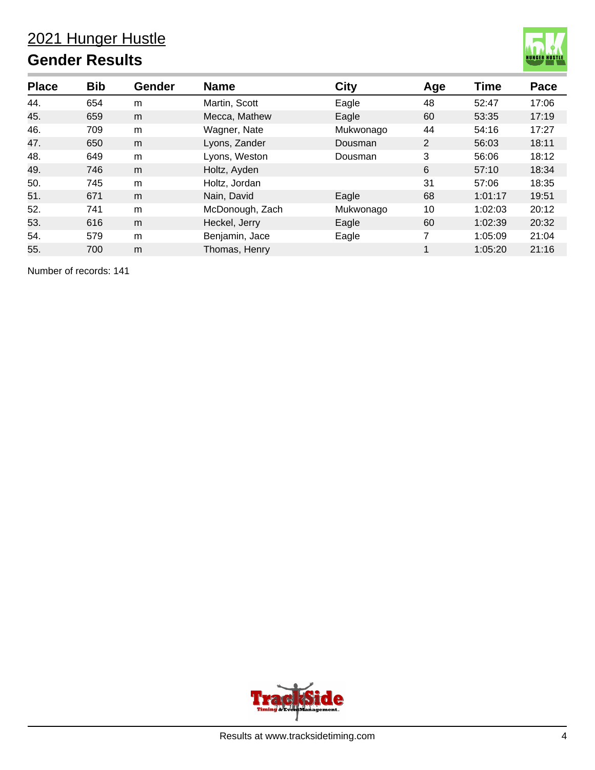# 2021 Hunger Hustle

## Gender Results

| Place | Bib | Gender | Name | City | Age | Time | Pace |
|---|---|---|---|---|---|---|---|
| 44. | 654 | m | Martin, Scott | Eagle | 48 | 52:47 | 17:06 |
| 45. | 659 | m | Mecca, Mathew | Eagle | 60 | 53:35 | 17:19 |
| 46. | 709 | m | Wagner, Nate | Mukwonago | 44 | 54:16 | 17:27 |
| 47. | 650 | m | Lyons, Zander | Dousman | 2 | 56:03 | 18:11 |
| 48. | 649 | m | Lyons, Weston | Dousman | 3 | 56:06 | 18:12 |
| 49. | 746 | m | Holtz, Ayden | | 6 | 57:10 | 18:34 |
| 50. | 745 | m | Holtz, Jordan | | 31 | 57:06 | 18:35 |
| 51. | 671 | m | Nain, David | Eagle | 68 | 1:01:17 | 19:51 |
| 52. | 741 | m | McDonough, Zach | Mukwonago | 10 | 1:02:03 | 20:12 |
| 53. | 616 | m | Heckel, Jerry | Eagle | 60 | 1:02:39 | 20:32 |
| 54. | 579 | m | Benjamin, Jace | Eagle | 7 | 1:05:09 | 21:04 |
| 55. | 700 | m | Thomas, Henry | | 1 | 1:05:20 | 21:16 |

Number of records: 141

Results at www.tracksidetiming.com